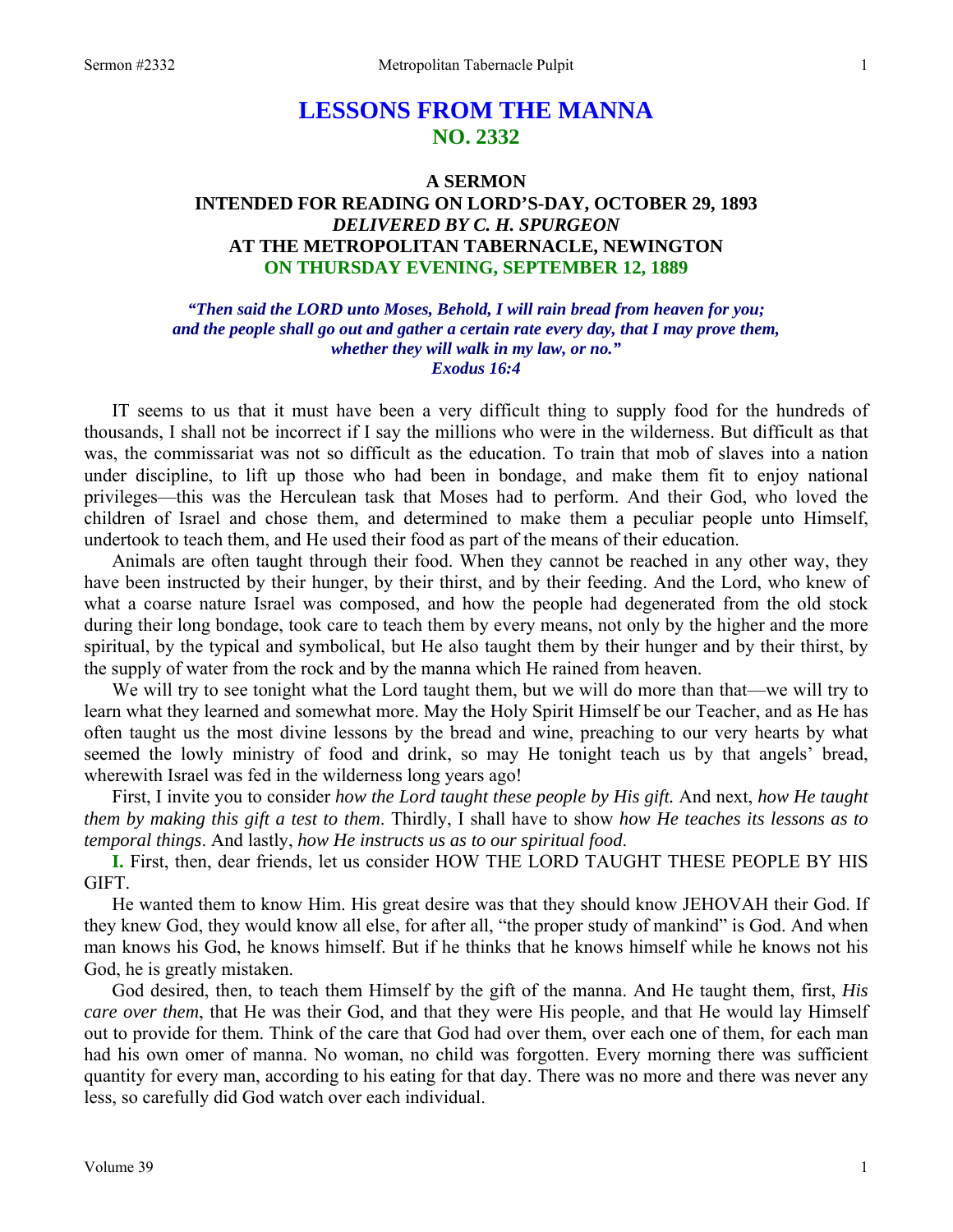# LESSONS FROM THE MANNA
## NO. 2332

### A SERMON
### INTENDED FOR READING ON LORD'S-DAY, OCTOBER 29, 1893
### *DELIVERED BY C. H. SPURGEON*
### AT THE METROPOLITAN TABERNACLE, NEWINGTON
### ON THURSDAY EVENING, SEPTEMBER 12, 1889

***"Then said the LORD unto Moses, Behold, I will rain bread from heaven for you; and the people shall go out and gather a certain rate every day, that I may prove them, whether they will walk in my law, or no."***
***Exodus 16:4***

IT seems to us that it must have been a very difficult thing to supply food for the hundreds of thousands, I shall not be incorrect if I say the millions who were in the wilderness. But difficult as that was, the commissariat was not so difficult as the education. To train that mob of slaves into a nation under discipline, to lift up those who had been in bondage, and make them fit to enjoy national privileges—this was the Herculean task that Moses had to perform. And their God, who loved the children of Israel and chose them, and determined to make them a peculiar people unto Himself, undertook to teach them, and He used their food as part of the means of their education.

Animals are often taught through their food. When they cannot be reached in any other way, they have been instructed by their hunger, by their thirst, and by their feeding. And the Lord, who knew of what a coarse nature Israel was composed, and how the people had degenerated from the old stock during their long bondage, took care to teach them by every means, not only by the higher and the more spiritual, by the typical and symbolical, but He also taught them by their hunger and by their thirst, by the supply of water from the rock and by the manna which He rained from heaven.

We will try to see tonight what the Lord taught them, but we will do more than that—we will try to learn what they learned and somewhat more. May the Holy Spirit Himself be our Teacher, and as He has often taught us the most divine lessons by the bread and wine, preaching to our very hearts by what seemed the lowly ministry of food and drink, so may He tonight teach us by that angels' bread, wherewith Israel was fed in the wilderness long years ago!

First, I invite you to consider *how the Lord taught these people by His gift.* And next, *how He taught them by making this gift a test to them*. Thirdly, I shall have to show *how He teaches its lessons as to temporal things*. And lastly, *how He instructs us as to our spiritual food*.

**I.** First, then, dear friends, let us consider HOW THE LORD TAUGHT THESE PEOPLE BY HIS GIFT.

He wanted them to know Him. His great desire was that they should know JEHOVAH their God. If they knew God, they would know all else, for after all, "the proper study of mankind" is God. And when man knows his God, he knows himself. But if he thinks that he knows himself while he knows not his God, he is greatly mistaken.

God desired, then, to teach them Himself by the gift of the manna. And He taught them, first, *His care over them*, that He was their God, and that they were His people, and that He would lay Himself out to provide for them. Think of the care that God had over them, over each one of them, for each man had his own omer of manna. No woman, no child was forgotten. Every morning there was sufficient quantity for every man, according to his eating for that day. There was no more and there was never any less, so carefully did God watch over each individual.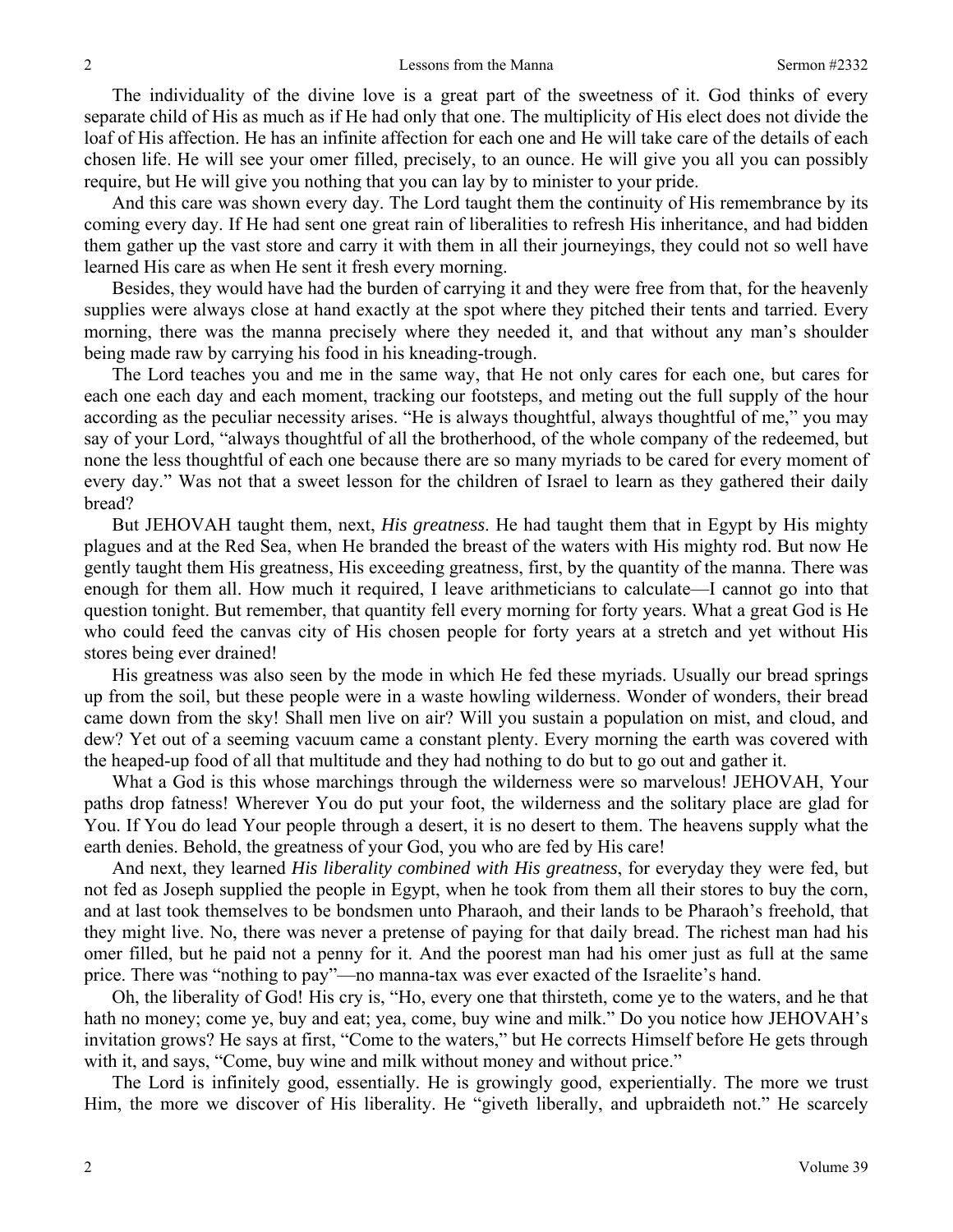The individuality of the divine love is a great part of the sweetness of it. God thinks of every separate child of His as much as if He had only that one. The multiplicity of His elect does not divide the loaf of His affection. He has an infinite affection for each one and He will take care of the details of each chosen life. He will see your omer filled, precisely, to an ounce. He will give you all you can possibly require, but He will give you nothing that you can lay by to minister to your pride.

And this care was shown every day. The Lord taught them the continuity of His remembrance by its coming every day. If He had sent one great rain of liberalities to refresh His inheritance, and had bidden them gather up the vast store and carry it with them in all their journeyings, they could not so well have learned His care as when He sent it fresh every morning.

Besides, they would have had the burden of carrying it and they were free from that, for the heavenly supplies were always close at hand exactly at the spot where they pitched their tents and tarried. Every morning, there was the manna precisely where they needed it, and that without any man's shoulder being made raw by carrying his food in his kneading-trough.

The Lord teaches you and me in the same way, that He not only cares for each one, but cares for each one each day and each moment, tracking our footsteps, and meting out the full supply of the hour according as the peculiar necessity arises. "He is always thoughtful, always thoughtful of me," you may say of your Lord, "always thoughtful of all the brotherhood, of the whole company of the redeemed, but none the less thoughtful of each one because there are so many myriads to be cared for every moment of every day." Was not that a sweet lesson for the children of Israel to learn as they gathered their daily bread?

But JEHOVAH taught them, next, *His greatness*. He had taught them that in Egypt by His mighty plagues and at the Red Sea, when He branded the breast of the waters with His mighty rod. But now He gently taught them His greatness, His exceeding greatness, first, by the quantity of the manna. There was enough for them all. How much it required, I leave arithmeticians to calculate—I cannot go into that question tonight. But remember, that quantity fell every morning for forty years. What a great God is He who could feed the canvas city of His chosen people for forty years at a stretch and yet without His stores being ever drained!

His greatness was also seen by the mode in which He fed these myriads. Usually our bread springs up from the soil, but these people were in a waste howling wilderness. Wonder of wonders, their bread came down from the sky! Shall men live on air? Will you sustain a population on mist, and cloud, and dew? Yet out of a seeming vacuum came a constant plenty. Every morning the earth was covered with the heaped-up food of all that multitude and they had nothing to do but to go out and gather it.

What a God is this whose marchings through the wilderness were so marvelous! JEHOVAH, Your paths drop fatness! Wherever You do put your foot, the wilderness and the solitary place are glad for You. If You do lead Your people through a desert, it is no desert to them. The heavens supply what the earth denies. Behold, the greatness of your God, you who are fed by His care!

And next, they learned *His liberality combined with His greatness*, for everyday they were fed, but not fed as Joseph supplied the people in Egypt, when he took from them all their stores to buy the corn, and at last took themselves to be bondsmen unto Pharaoh, and their lands to be Pharaoh's freehold, that they might live. No, there was never a pretense of paying for that daily bread. The richest man had his omer filled, but he paid not a penny for it. And the poorest man had his omer just as full at the same price. There was "nothing to pay"—no manna-tax was ever exacted of the Israelite's hand.

Oh, the liberality of God! His cry is, "Ho, every one that thirsteth, come ye to the waters, and he that hath no money; come ye, buy and eat; yea, come, buy wine and milk." Do you notice how JEHOVAH's invitation grows? He says at first, "Come to the waters," but He corrects Himself before He gets through with it, and says, "Come, buy wine and milk without money and without price."

The Lord is infinitely good, essentially. He is growingly good, experientially. The more we trust Him, the more we discover of His liberality. He "giveth liberally, and upbraideth not." He scarcely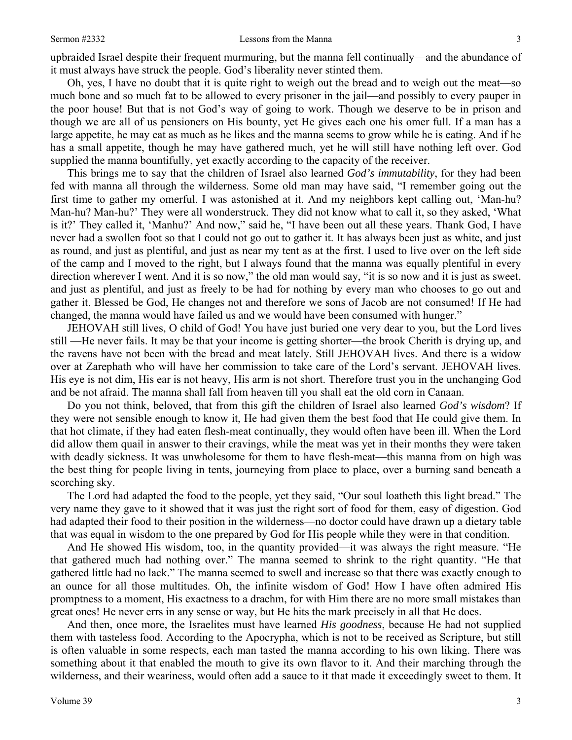upbraided Israel despite their frequent murmuring, but the manna fell continually—and the abundance of it must always have struck the people. God's liberality never stinted them.

Oh, yes, I have no doubt that it is quite right to weigh out the bread and to weigh out the meat—so much bone and so much fat to be allowed to every prisoner in the jail—and possibly to every pauper in the poor house! But that is not God's way of going to work. Though we deserve to be in prison and though we are all of us pensioners on His bounty, yet He gives each one his omer full. If a man has a large appetite, he may eat as much as he likes and the manna seems to grow while he is eating. And if he has a small appetite, though he may have gathered much, yet he will still have nothing left over. God supplied the manna bountifully, yet exactly according to the capacity of the receiver.

This brings me to say that the children of Israel also learned *God's immutability*, for they had been fed with manna all through the wilderness. Some old man may have said, "I remember going out the first time to gather my omerful. I was astonished at it. And my neighbors kept calling out, 'Man-hu? Man-hu? Man-hu?' They were all wonderstruck. They did not know what to call it, so they asked, 'What is it?' They called it, 'Manhu?' And now," said he, "I have been out all these years. Thank God, I have never had a swollen foot so that I could not go out to gather it. It has always been just as white, and just as round, and just as plentiful, and just as near my tent as at the first. I used to live over on the left side of the camp and I moved to the right, but I always found that the manna was equally plentiful in every direction wherever I went. And it is so now," the old man would say, "it is so now and it is just as sweet, and just as plentiful, and just as freely to be had for nothing by every man who chooses to go out and gather it. Blessed be God, He changes not and therefore we sons of Jacob are not consumed! If He had changed, the manna would have failed us and we would have been consumed with hunger."

JEHOVAH still lives, O child of God! You have just buried one very dear to you, but the Lord lives still —He never fails. It may be that your income is getting shorter—the brook Cherith is drying up, and the ravens have not been with the bread and meat lately. Still JEHOVAH lives. And there is a widow over at Zarephath who will have her commission to take care of the Lord's servant. JEHOVAH lives. His eye is not dim, His ear is not heavy, His arm is not short. Therefore trust you in the unchanging God and be not afraid. The manna shall fall from heaven till you shall eat the old corn in Canaan.

Do you not think, beloved, that from this gift the children of Israel also learned *God's wisdom*? If they were not sensible enough to know it, He had given them the best food that He could give them. In that hot climate, if they had eaten flesh-meat continually, they would often have been ill. When the Lord did allow them quail in answer to their cravings, while the meat was yet in their months they were taken with deadly sickness. It was unwholesome for them to have flesh-meat—this manna from on high was the best thing for people living in tents, journeying from place to place, over a burning sand beneath a scorching sky.

The Lord had adapted the food to the people, yet they said, "Our soul loatheth this light bread." The very name they gave to it showed that it was just the right sort of food for them, easy of digestion. God had adapted their food to their position in the wilderness—no doctor could have drawn up a dietary table that was equal in wisdom to the one prepared by God for His people while they were in that condition.

And He showed His wisdom, too, in the quantity provided—it was always the right measure. "He that gathered much had nothing over." The manna seemed to shrink to the right quantity. "He that gathered little had no lack." The manna seemed to swell and increase so that there was exactly enough to an ounce for all those multitudes. Oh, the infinite wisdom of God! How I have often admired His promptness to a moment, His exactness to a drachm, for with Him there are no more small mistakes than great ones! He never errs in any sense or way, but He hits the mark precisely in all that He does.

And then, once more, the Israelites must have learned *His goodness*, because He had not supplied them with tasteless food. According to the Apocrypha, which is not to be received as Scripture, but still is often valuable in some respects, each man tasted the manna according to his own liking. There was something about it that enabled the mouth to give its own flavor to it. And their marching through the wilderness, and their weariness, would often add a sauce to it that made it exceedingly sweet to them. It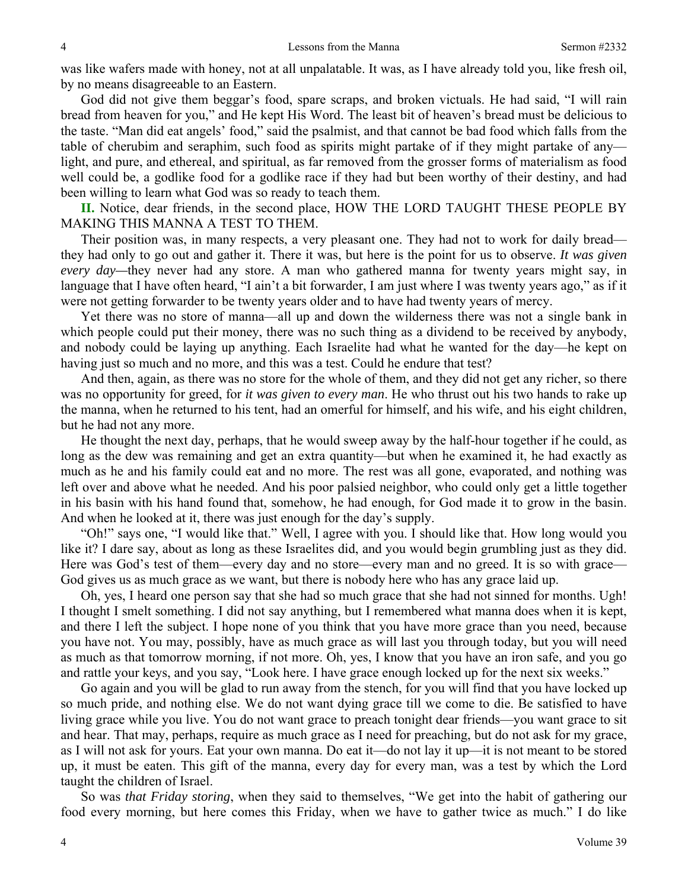was like wafers made with honey, not at all unpalatable. It was, as I have already told you, like fresh oil, by no means disagreeable to an Eastern.

God did not give them beggar's food, spare scraps, and broken victuals. He had said, "I will rain bread from heaven for you," and He kept His Word. The least bit of heaven's bread must be delicious to the taste. "Man did eat angels' food," said the psalmist, and that cannot be bad food which falls from the table of cherubim and seraphim, such food as spirits might partake of if they might partake of any—light, and pure, and ethereal, and spiritual, as far removed from the grosser forms of materialism as food well could be, a godlike food for a godlike race if they had but been worthy of their destiny, and had been willing to learn what God was so ready to teach them.

**II.** Notice, dear friends, in the second place, HOW THE LORD TAUGHT THESE PEOPLE BY MAKING THIS MANNA A TEST TO THEM.

Their position was, in many respects, a very pleasant one. They had not to work for daily bread—they had only to go out and gather it. There it was, but here is the point for us to observe. *It was given every day*—they never had any store. A man who gathered manna for twenty years might say, in language that I have often heard, "I ain't a bit forwarder, I am just where I was twenty years ago," as if it were not getting forwarder to be twenty years older and to have had twenty years of mercy.

Yet there was no store of manna—all up and down the wilderness there was not a single bank in which people could put their money, there was no such thing as a dividend to be received by anybody, and nobody could be laying up anything. Each Israelite had what he wanted for the day—he kept on having just so much and no more, and this was a test. Could he endure that test?

And then, again, as there was no store for the whole of them, and they did not get any richer, so there was no opportunity for greed, for *it was given to every man*. He who thrust out his two hands to rake up the manna, when he returned to his tent, had an omerful for himself, and his wife, and his eight children, but he had not any more.

He thought the next day, perhaps, that he would sweep away by the half-hour together if he could, as long as the dew was remaining and get an extra quantity—but when he examined it, he had exactly as much as he and his family could eat and no more. The rest was all gone, evaporated, and nothing was left over and above what he needed. And his poor palsied neighbor, who could only get a little together in his basin with his hand found that, somehow, he had enough, for God made it to grow in the basin. And when he looked at it, there was just enough for the day's supply.

"Oh!" says one, "I would like that." Well, I agree with you. I should like that. How long would you like it? I dare say, about as long as these Israelites did, and you would begin grumbling just as they did. Here was God's test of them—every day and no store—every man and no greed. It is so with grace—God gives us as much grace as we want, but there is nobody here who has any grace laid up.

Oh, yes, I heard one person say that she had so much grace that she had not sinned for months. Ugh! I thought I smelt something. I did not say anything, but I remembered what manna does when it is kept, and there I left the subject. I hope none of you think that you have more grace than you need, because you have not. You may, possibly, have as much grace as will last you through today, but you will need as much as that tomorrow morning, if not more. Oh, yes, I know that you have an iron safe, and you go and rattle your keys, and you say, "Look here. I have grace enough locked up for the next six weeks."

Go again and you will be glad to run away from the stench, for you will find that you have locked up so much pride, and nothing else. We do not want dying grace till we come to die. Be satisfied to have living grace while you live. You do not want grace to preach tonight dear friends—you want grace to sit and hear. That may, perhaps, require as much grace as I need for preaching, but do not ask for my grace, as I will not ask for yours. Eat your own manna. Do eat it—do not lay it up—it is not meant to be stored up, it must be eaten. This gift of the manna, every day for every man, was a test by which the Lord taught the children of Israel.

So was *that Friday storing*, when they said to themselves, "We get into the habit of gathering our food every morning, but here comes this Friday, when we have to gather twice as much." I do like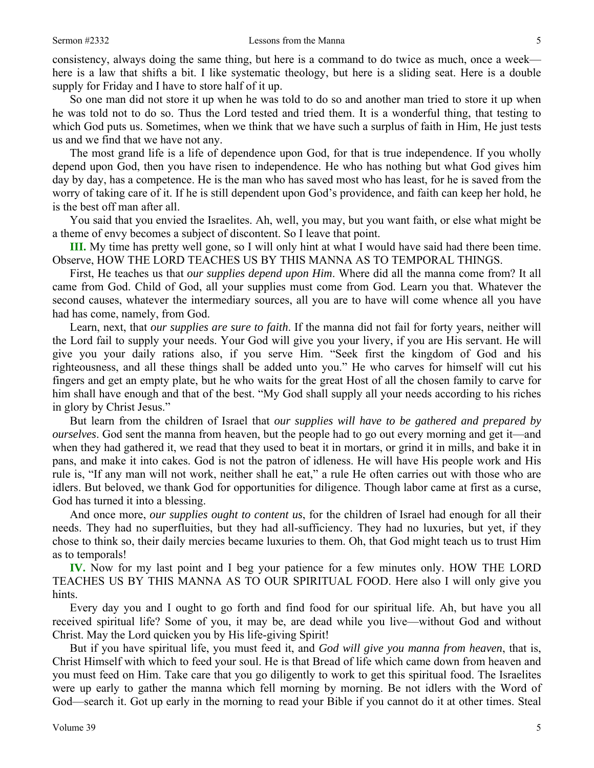consistency, always doing the same thing, but here is a command to do twice as much, once a week—here is a law that shifts a bit. I like systematic theology, but here is a sliding seat. Here is a double supply for Friday and I have to store half of it up.

So one man did not store it up when he was told to do so and another man tried to store it up when he was told not to do so. Thus the Lord tested and tried them. It is a wonderful thing, that testing to which God puts us. Sometimes, when we think that we have such a surplus of faith in Him, He just tests us and we find that we have not any.

The most grand life is a life of dependence upon God, for that is true independence. If you wholly depend upon God, then you have risen to independence. He who has nothing but what God gives him day by day, has a competence. He is the man who has saved most who has least, for he is saved from the worry of taking care of it. If he is still dependent upon God's providence, and faith can keep her hold, he is the best off man after all.

You said that you envied the Israelites. Ah, well, you may, but you want faith, or else what might be a theme of envy becomes a subject of discontent. So I leave that point.

**III.** My time has pretty well gone, so I will only hint at what I would have said had there been time. Observe, HOW THE LORD TEACHES US BY THIS MANNA AS TO TEMPORAL THINGS.

First, He teaches us that *our supplies depend upon Him*. Where did all the manna come from? It all came from God. Child of God, all your supplies must come from God. Learn you that. Whatever the second causes, whatever the intermediary sources, all you are to have will come whence all you have had has come, namely, from God.

Learn, next, that *our supplies are sure to faith*. If the manna did not fail for forty years, neither will the Lord fail to supply your needs. Your God will give you your livery, if you are His servant. He will give you your daily rations also, if you serve Him. "Seek first the kingdom of God and his righteousness, and all these things shall be added unto you." He who carves for himself will cut his fingers and get an empty plate, but he who waits for the great Host of all the chosen family to carve for him shall have enough and that of the best. "My God shall supply all your needs according to his riches in glory by Christ Jesus."

But learn from the children of Israel that *our supplies will have to be gathered and prepared by ourselves*. God sent the manna from heaven, but the people had to go out every morning and get it—and when they had gathered it, we read that they used to beat it in mortars, or grind it in mills, and bake it in pans, and make it into cakes. God is not the patron of idleness. He will have His people work and His rule is, "If any man will not work, neither shall he eat," a rule He often carries out with those who are idlers. But beloved, we thank God for opportunities for diligence. Though labor came at first as a curse, God has turned it into a blessing.

And once more, *our supplies ought to content us*, for the children of Israel had enough for all their needs. They had no superfluities, but they had all-sufficiency. They had no luxuries, but yet, if they chose to think so, their daily mercies became luxuries to them. Oh, that God might teach us to trust Him as to temporals!

**IV.** Now for my last point and I beg your patience for a few minutes only. HOW THE LORD TEACHES US BY THIS MANNA AS TO OUR SPIRITUAL FOOD. Here also I will only give you hints.

Every day you and I ought to go forth and find food for our spiritual life. Ah, but have you all received spiritual life? Some of you, it may be, are dead while you live—without God and without Christ. May the Lord quicken you by His life-giving Spirit!

But if you have spiritual life, you must feed it, and *God will give you manna from heaven*, that is, Christ Himself with which to feed your soul. He is that Bread of life which came down from heaven and you must feed on Him. Take care that you go diligently to work to get this spiritual food. The Israelites were up early to gather the manna which fell morning by morning. Be not idlers with the Word of God—search it. Got up early in the morning to read your Bible if you cannot do it at other times. Steal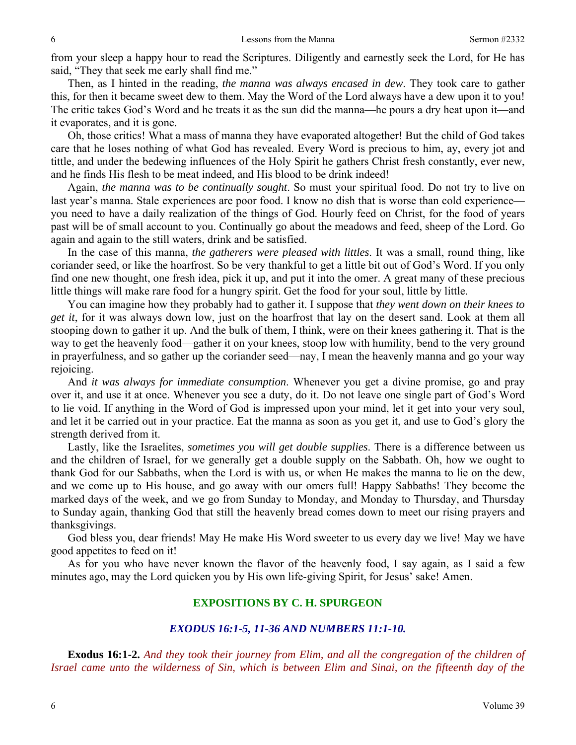from your sleep a happy hour to read the Scriptures. Diligently and earnestly seek the Lord, for He has said, "They that seek me early shall find me."

Then, as I hinted in the reading, *the manna was always encased in dew*. They took care to gather this, for then it became sweet dew to them. May the Word of the Lord always have a dew upon it to you! The critic takes God's Word and he treats it as the sun did the manna—he pours a dry heat upon it—and it evaporates, and it is gone.

Oh, those critics! What a mass of manna they have evaporated altogether! But the child of God takes care that he loses nothing of what God has revealed. Every Word is precious to him, ay, every jot and tittle, and under the bedewing influences of the Holy Spirit he gathers Christ fresh constantly, ever new, and he finds His flesh to be meat indeed, and His blood to be drink indeed!

Again, *the manna was to be continually sought*. So must your spiritual food. Do not try to live on last year's manna. Stale experiences are poor food. I know no dish that is worse than cold experience—you need to have a daily realization of the things of God. Hourly feed on Christ, for the food of years past will be of small account to you. Continually go about the meadows and feed, sheep of the Lord. Go again and again to the still waters, drink and be satisfied.

In the case of this manna, *the gatherers were pleased with littles*. It was a small, round thing, like coriander seed, or like the hoarfrost. So be very thankful to get a little bit out of God's Word. If you only find one new thought, one fresh idea, pick it up, and put it into the omer. A great many of these precious little things will make rare food for a hungry spirit. Get the food for your soul, little by little.

You can imagine how they probably had to gather it. I suppose that *they went down on their knees to get it*, for it was always down low, just on the hoarfrost that lay on the desert sand. Look at them all stooping down to gather it up. And the bulk of them, I think, were on their knees gathering it. That is the way to get the heavenly food—gather it on your knees, stoop low with humility, bend to the very ground in prayerfulness, and so gather up the coriander seed—nay, I mean the heavenly manna and go your way rejoicing.

And *it was always for immediate consumption*. Whenever you get a divine promise, go and pray over it, and use it at once. Whenever you see a duty, do it. Do not leave one single part of God's Word to lie void. If anything in the Word of God is impressed upon your mind, let it get into your very soul, and let it be carried out in your practice. Eat the manna as soon as you get it, and use to God's glory the strength derived from it.

Lastly, like the Israelites, *sometimes you will get double supplies*. There is a difference between us and the children of Israel, for we generally get a double supply on the Sabbath. Oh, how we ought to thank God for our Sabbaths, when the Lord is with us, or when He makes the manna to lie on the dew, and we come up to His house, and go away with our omers full! Happy Sabbaths! They become the marked days of the week, and we go from Sunday to Monday, and Monday to Thursday, and Thursday to Sunday again, thanking God that still the heavenly bread comes down to meet our rising prayers and thanksgivings.

God bless you, dear friends! May He make His Word sweeter to us every day we live! May we have good appetites to feed on it!

As for you who have never known the flavor of the heavenly food, I say again, as I said a few minutes ago, may the Lord quicken you by His own life-giving Spirit, for Jesus' sake! Amen.

## EXPOSITIONS BY C. H. SPURGEON

### *EXODUS 16:1-5, 11-36 AND NUMBERS 11:1-10.*

**Exodus 16:1-2.** *And they took their journey from Elim, and all the congregation of the children of Israel came unto the wilderness of Sin, which is between Elim and Sinai, on the fifteenth day of the*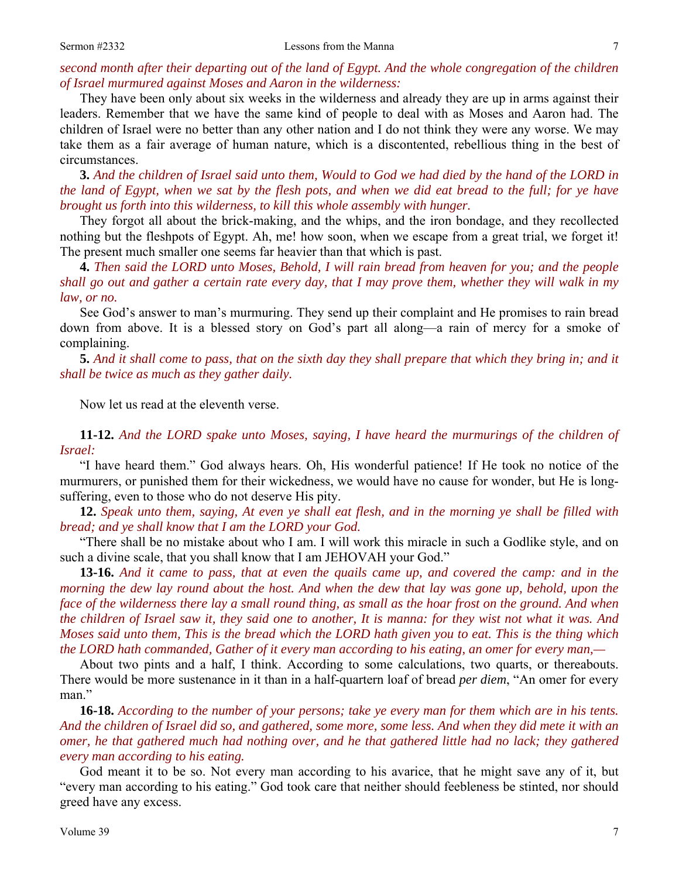*second month after their departing out of the land of Egypt. And the whole congregation of the children of Israel murmured against Moses and Aaron in the wilderness:*

They have been only about six weeks in the wilderness and already they are up in arms against their leaders. Remember that we have the same kind of people to deal with as Moses and Aaron had. The children of Israel were no better than any other nation and I do not think they were any worse. We may take them as a fair average of human nature, which is a discontented, rebellious thing in the best of circumstances.

**3.** *And the children of Israel said unto them, Would to God we had died by the hand of the LORD in the land of Egypt, when we sat by the flesh pots, and when we did eat bread to the full; for ye have brought us forth into this wilderness, to kill this whole assembly with hunger.*

They forgot all about the brick-making, and the whips, and the iron bondage, and they recollected nothing but the fleshpots of Egypt. Ah, me! how soon, when we escape from a great trial, we forget it! The present much smaller one seems far heavier than that which is past.

**4.** *Then said the LORD unto Moses, Behold, I will rain bread from heaven for you; and the people shall go out and gather a certain rate every day, that I may prove them, whether they will walk in my law, or no.*

See God's answer to man's murmuring. They send up their complaint and He promises to rain bread down from above. It is a blessed story on God's part all along—a rain of mercy for a smoke of complaining.

**5.** *And it shall come to pass, that on the sixth day they shall prepare that which they bring in; and it shall be twice as much as they gather daily.*

Now let us read at the eleventh verse.

**11-12.** *And the LORD spake unto Moses, saying, I have heard the murmurings of the children of Israel:*

"I have heard them." God always hears. Oh, His wonderful patience! If He took no notice of the murmurers, or punished them for their wickedness, we would have no cause for wonder, but He is long-suffering, even to those who do not deserve His pity.

**12.** *Speak unto them, saying, At even ye shall eat flesh, and in the morning ye shall be filled with bread; and ye shall know that I am the LORD your God.*

"There shall be no mistake about who I am. I will work this miracle in such a Godlike style, and on such a divine scale, that you shall know that I am JEHOVAH your God."

**13-16.** *And it came to pass, that at even the quails came up, and covered the camp: and in the morning the dew lay round about the host. And when the dew that lay was gone up, behold, upon the face of the wilderness there lay a small round thing, as small as the hoar frost on the ground. And when the children of Israel saw it, they said one to another, It is manna: for they wist not what it was. And Moses said unto them, This is the bread which the LORD hath given you to eat. This is the thing which the LORD hath commanded, Gather of it every man according to his eating, an omer for every man,—*

About two pints and a half, I think. According to some calculations, two quarts, or thereabouts. There would be more sustenance in it than in a half-quartern loaf of bread *per diem*, "An omer for every man."

**16-18.** *According to the number of your persons; take ye every man for them which are in his tents. And the children of Israel did so, and gathered, some more, some less. And when they did mete it with an omer, he that gathered much had nothing over, and he that gathered little had no lack; they gathered every man according to his eating.*

God meant it to be so. Not every man according to his avarice, that he might save any of it, but "every man according to his eating." God took care that neither should feebleness be stinted, nor should greed have any excess.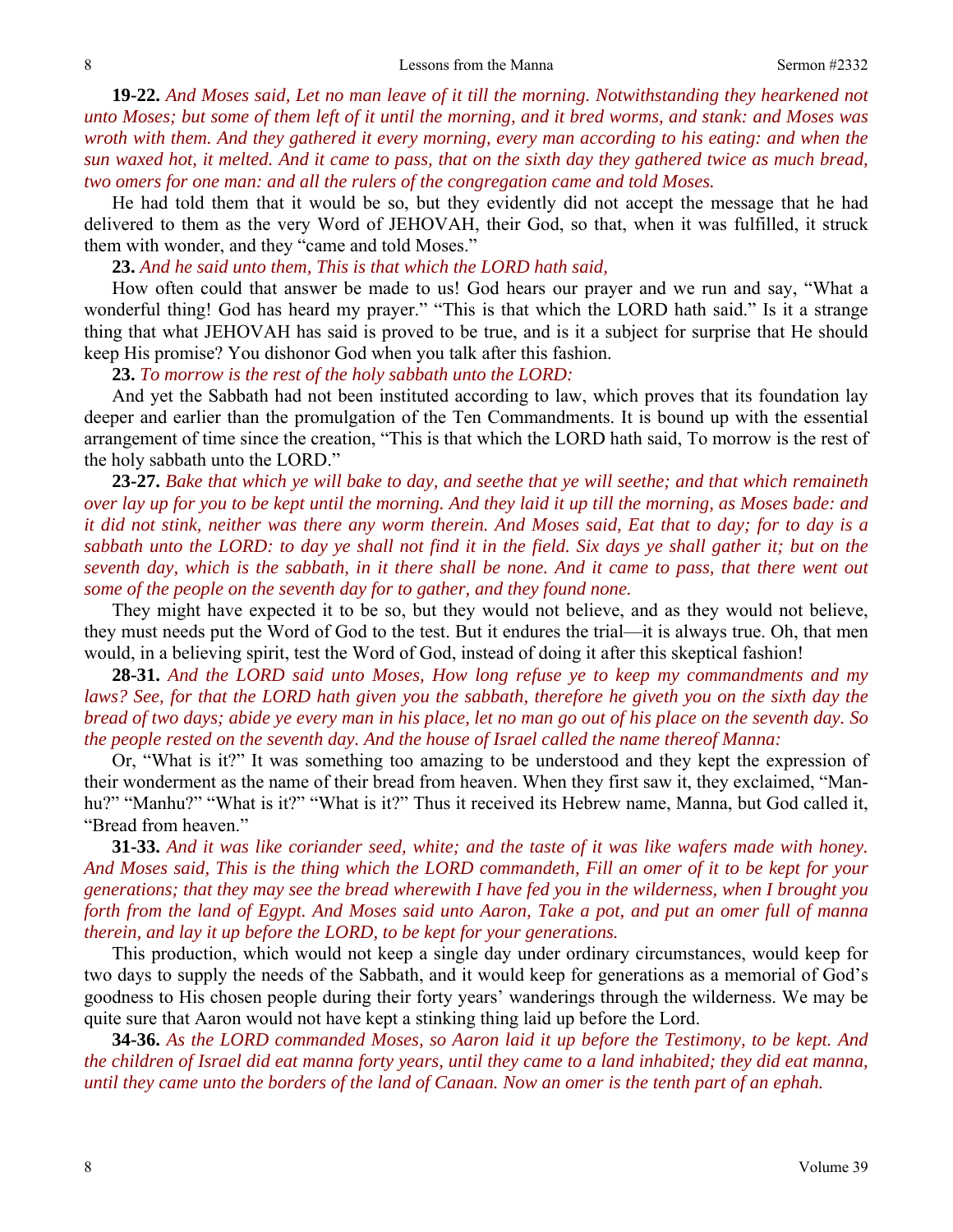**19-22.** *And Moses said, Let no man leave of it till the morning. Notwithstanding they hearkened not unto Moses; but some of them left of it until the morning, and it bred worms, and stank: and Moses was wroth with them. And they gathered it every morning, every man according to his eating: and when the sun waxed hot, it melted. And it came to pass, that on the sixth day they gathered twice as much bread, two omers for one man: and all the rulers of the congregation came and told Moses.*

He had told them that it would be so, but they evidently did not accept the message that he had delivered to them as the very Word of JEHOVAH, their God, so that, when it was fulfilled, it struck them with wonder, and they "came and told Moses."

**23.** *And he said unto them, This is that which the LORD hath said,*

How often could that answer be made to us! God hears our prayer and we run and say, "What a wonderful thing! God has heard my prayer." "This is that which the LORD hath said." Is it a strange thing that what JEHOVAH has said is proved to be true, and is it a subject for surprise that He should keep His promise? You dishonor God when you talk after this fashion.

**23.** *To morrow is the rest of the holy sabbath unto the LORD:*

And yet the Sabbath had not been instituted according to law, which proves that its foundation lay deeper and earlier than the promulgation of the Ten Commandments. It is bound up with the essential arrangement of time since the creation, "This is that which the LORD hath said, To morrow is the rest of the holy sabbath unto the LORD."

**23-27.** *Bake that which ye will bake to day, and seethe that ye will seethe; and that which remaineth over lay up for you to be kept until the morning. And they laid it up till the morning, as Moses bade: and it did not stink, neither was there any worm therein. And Moses said, Eat that to day; for to day is a sabbath unto the LORD: to day ye shall not find it in the field. Six days ye shall gather it; but on the seventh day, which is the sabbath, in it there shall be none. And it came to pass, that there went out some of the people on the seventh day for to gather, and they found none.*

They might have expected it to be so, but they would not believe, and as they would not believe, they must needs put the Word of God to the test. But it endures the trial—it is always true. Oh, that men would, in a believing spirit, test the Word of God, instead of doing it after this skeptical fashion!

**28-31.** *And the LORD said unto Moses, How long refuse ye to keep my commandments and my laws? See, for that the LORD hath given you the sabbath, therefore he giveth you on the sixth day the bread of two days; abide ye every man in his place, let no man go out of his place on the seventh day. So the people rested on the seventh day. And the house of Israel called the name thereof Manna:*

Or, "What is it?" It was something too amazing to be understood and they kept the expression of their wonderment as the name of their bread from heaven. When they first saw it, they exclaimed, "Man-hu?" "Manhu?" "What is it?" "What is it?" Thus it received its Hebrew name, Manna, but God called it, "Bread from heaven."

**31-33.** *And it was like coriander seed, white; and the taste of it was like wafers made with honey. And Moses said, This is the thing which the LORD commandeth, Fill an omer of it to be kept for your generations; that they may see the bread wherewith I have fed you in the wilderness, when I brought you forth from the land of Egypt. And Moses said unto Aaron, Take a pot, and put an omer full of manna therein, and lay it up before the LORD, to be kept for your generations.*

This production, which would not keep a single day under ordinary circumstances, would keep for two days to supply the needs of the Sabbath, and it would keep for generations as a memorial of God's goodness to His chosen people during their forty years' wanderings through the wilderness. We may be quite sure that Aaron would not have kept a stinking thing laid up before the Lord.

**34-36.** *As the LORD commanded Moses, so Aaron laid it up before the Testimony, to be kept. And the children of Israel did eat manna forty years, until they came to a land inhabited; they did eat manna, until they came unto the borders of the land of Canaan. Now an omer is the tenth part of an ephah.*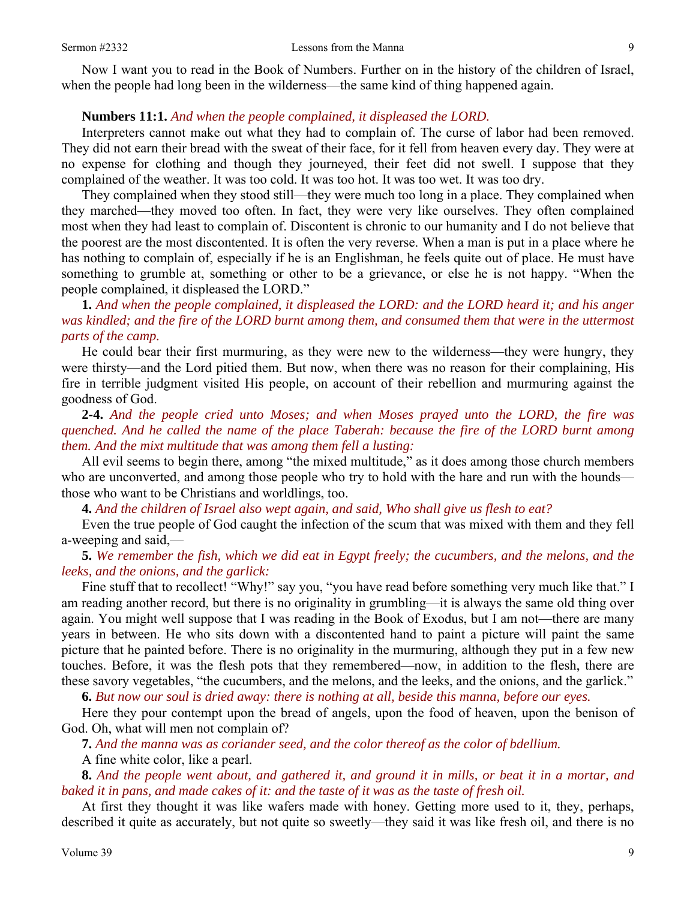Now I want you to read in the Book of Numbers. Further on in the history of the children of Israel, when the people had long been in the wilderness—the same kind of thing happened again.

**Numbers 11:1.** *And when the people complained, it displeased the LORD.*

Interpreters cannot make out what they had to complain of. The curse of labor had been removed. They did not earn their bread with the sweat of their face, for it fell from heaven every day. They were at no expense for clothing and though they journeyed, their feet did not swell. I suppose that they complained of the weather. It was too cold. It was too hot. It was too wet. It was too dry.

They complained when they stood still—they were much too long in a place. They complained when they marched—they moved too often. In fact, they were very like ourselves. They often complained most when they had least to complain of. Discontent is chronic to our humanity and I do not believe that the poorest are the most discontented. It is often the very reverse. When a man is put in a place where he has nothing to complain of, especially if he is an Englishman, he feels quite out of place. He must have something to grumble at, something or other to be a grievance, or else he is not happy. "When the people complained, it displeased the LORD."

**1.** *And when the people complained, it displeased the LORD: and the LORD heard it; and his anger was kindled; and the fire of the LORD burnt among them, and consumed them that were in the uttermost parts of the camp.*

He could bear their first murmuring, as they were new to the wilderness—they were hungry, they were thirsty—and the Lord pitied them. But now, when there was no reason for their complaining, His fire in terrible judgment visited His people, on account of their rebellion and murmuring against the goodness of God.

**2-4.** *And the people cried unto Moses; and when Moses prayed unto the LORD, the fire was quenched. And he called the name of the place Taberah: because the fire of the LORD burnt among them. And the mixt multitude that was among them fell a lusting:*

All evil seems to begin there, among "the mixed multitude," as it does among those church members who are unconverted, and among those people who try to hold with the hare and run with the hounds—those who want to be Christians and worldlings, too.

**4.** *And the children of Israel also wept again, and said, Who shall give us flesh to eat?*

Even the true people of God caught the infection of the scum that was mixed with them and they fell a-weeping and said,—

**5.** *We remember the fish, which we did eat in Egypt freely; the cucumbers, and the melons, and the leeks, and the onions, and the garlick:*

Fine stuff that to recollect! "Why!" say you, "you have read before something very much like that." I am reading another record, but there is no originality in grumbling—it is always the same old thing over again. You might well suppose that I was reading in the Book of Exodus, but I am not—there are many years in between. He who sits down with a discontented hand to paint a picture will paint the same picture that he painted before. There is no originality in the murmuring, although they put in a few new touches. Before, it was the flesh pots that they remembered—now, in addition to the flesh, there are these savory vegetables, "the cucumbers, and the melons, and the leeks, and the onions, and the garlick."

**6.** *But now our soul is dried away: there is nothing at all, beside this manna, before our eyes.*

Here they pour contempt upon the bread of angels, upon the food of heaven, upon the benison of God. Oh, what will men not complain of?

**7.** *And the manna was as coriander seed, and the color thereof as the color of bdellium.*

A fine white color, like a pearl.

**8.** *And the people went about, and gathered it, and ground it in mills, or beat it in a mortar, and baked it in pans, and made cakes of it: and the taste of it was as the taste of fresh oil.*

At first they thought it was like wafers made with honey. Getting more used to it, they, perhaps, described it quite as accurately, but not quite so sweetly—they said it was like fresh oil, and there is no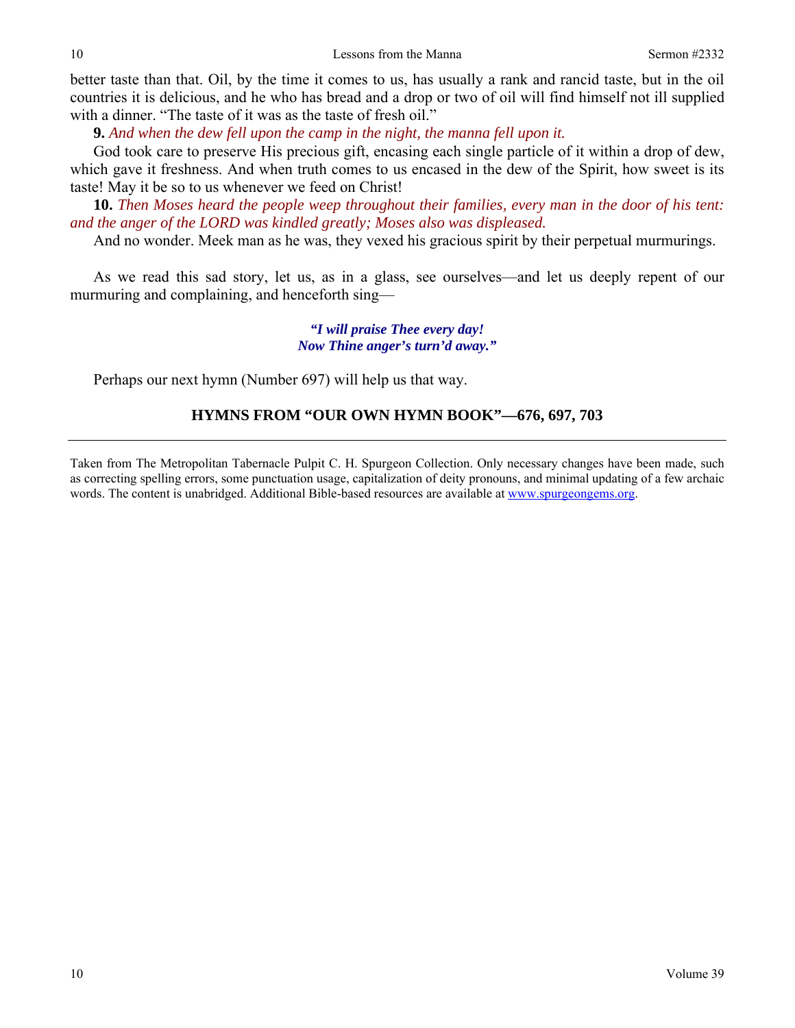better taste than that. Oil, by the time it comes to us, has usually a rank and rancid taste, but in the oil countries it is delicious, and he who has bread and a drop or two of oil will find himself not ill supplied with a dinner. "The taste of it was as the taste of fresh oil."

**9.** *And when the dew fell upon the camp in the night, the manna fell upon it.*

God took care to preserve His precious gift, encasing each single particle of it within a drop of dew, which gave it freshness. And when truth comes to us encased in the dew of the Spirit, how sweet is its taste! May it be so to us whenever we feed on Christ!

**10.** *Then Moses heard the people weep throughout their families, every man in the door of his tent: and the anger of the LORD was kindled greatly; Moses also was displeased.*

And no wonder. Meek man as he was, they vexed his gracious spirit by their perpetual murmurings.

As we read this sad story, let us, as in a glass, see ourselves—and let us deeply repent of our murmuring and complaining, and henceforth sing—

> ***"I will praise Thee every day!***
> ***Now Thine anger's turn'd away."***

Perhaps our next hymn (Number 697) will help us that way.

**HYMNS FROM "OUR OWN HYMN BOOK"—676, 697, 703**

---

Taken from The Metropolitan Tabernacle Pulpit C. H. Spurgeon Collection. Only necessary changes have been made, such as correcting spelling errors, some punctuation usage, capitalization of deity pronouns, and minimal updating of a few archaic words. The content is unabridged. Additional Bible-based resources are available at www.spurgeongems.org.